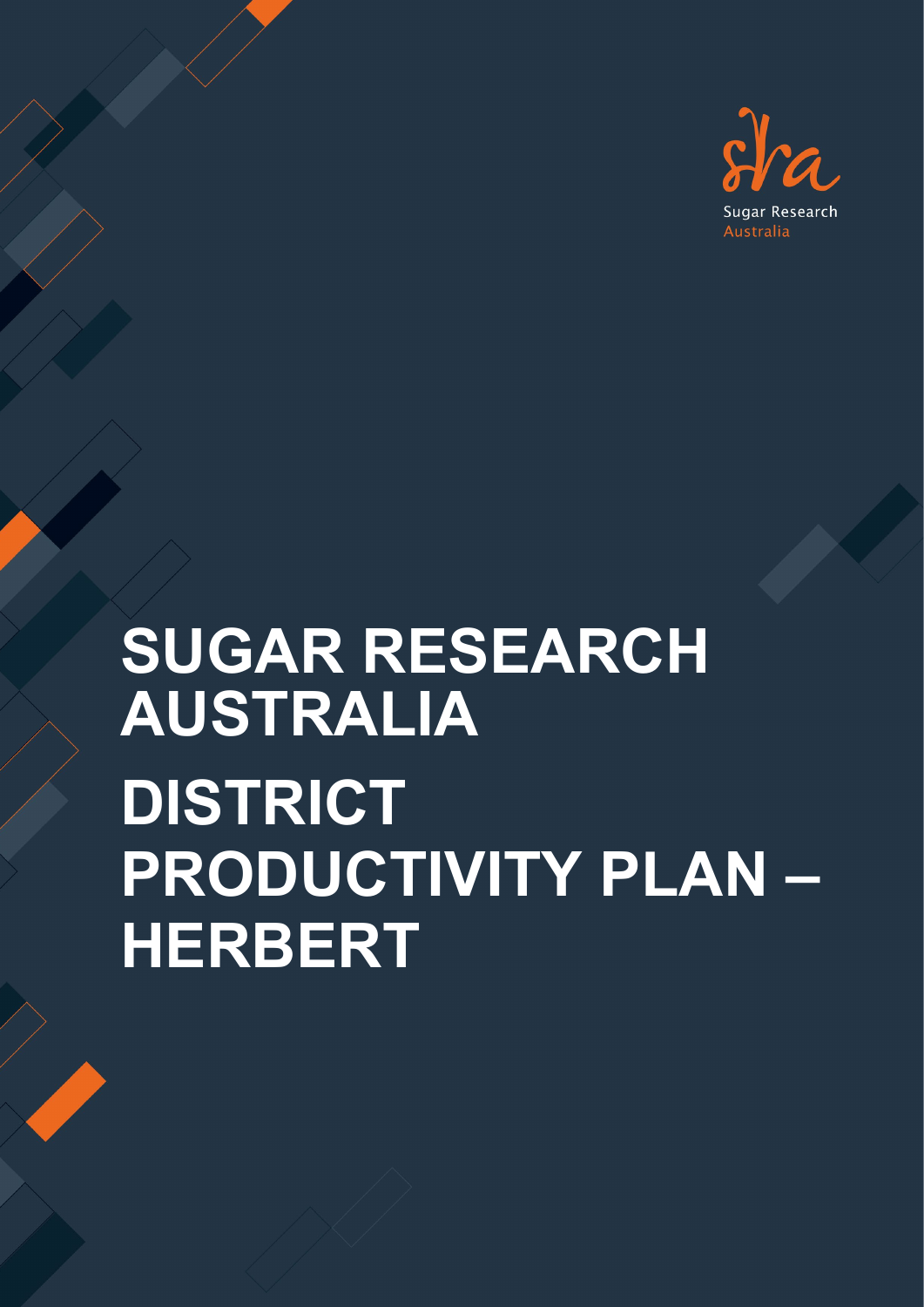Sugar Research Australia

# SUGAR RESEARCH AUSTRALIA

# DISTRICT PRODUCTIVITY PLAN – HERBERT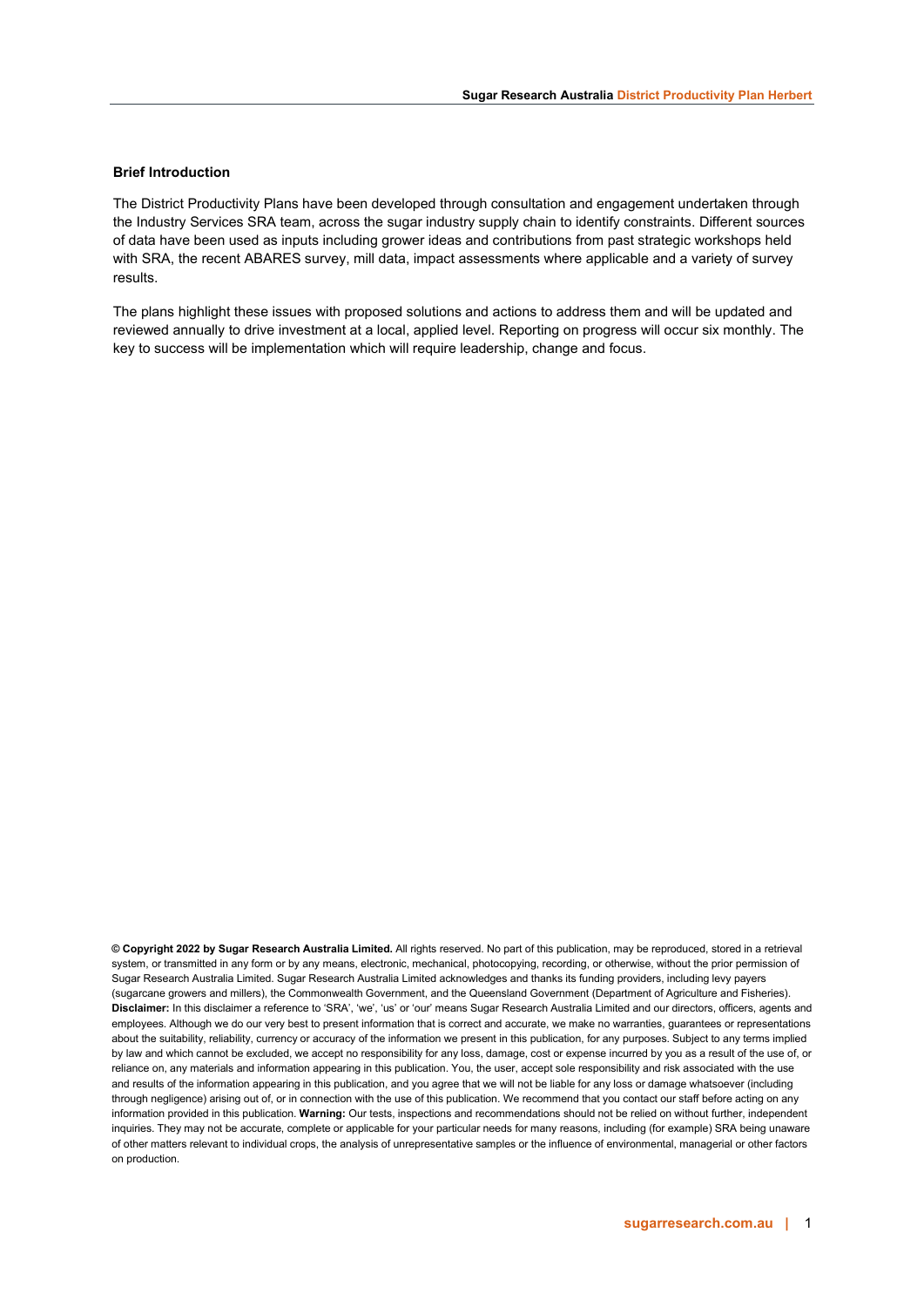## Brief Introduction

The District Productivity Plans have been developed through consultation and engagement undertaken through the Industry Services SRA team, across the sugar industry supply chain to identify constraints. Different sources of data have been used as inputs including grower ideas and contributions from past strategic workshops held with SRA, the recent ABARES survey, mill data, impact assessments where applicable and a variety of survey results.

The plans highlight these issues with proposed solutions and actions to address them and will be updated and reviewed annually to drive investment at a local, applied level. Reporting on progress will occur six monthly. The key to success will be implementation which will require leadership, change and focus.

**© Copyright 2022 by Sugar Research Australia Limited.** All rights reserved. No part of this publication, may be reproduced, stored in a retrieval system, or transmitted in any form or by any means, electronic, mechanical, photocopying, recording, or otherwise, without the prior permission of Sugar Research Australia Limited. Sugar Research Australia Limited acknowledges and thanks its funding providers, including levy payers (sugarcane growers and millers), the Commonwealth Government, and the Queensland Government (Department of Agriculture and Fisheries). **Disclaimer:** In this disclaimer a reference to 'SRA', 'we', 'us' or 'our' means Sugar Research Australia Limited and our directors, officers, agents and employees. Although we do our very best to present information that is correct and accurate, we make no warranties, guarantees or representations about the suitability, reliability, currency or accuracy of the information we present in this publication, for any purposes. Subject to any terms implied by law and which cannot be excluded, we accept no responsibility for any loss, damage, cost or expense incurred by you as a result of the use of, or reliance on, any materials and information appearing in this publication. You, the user, accept sole responsibility and risk associated with the use and results of the information appearing in this publication, and you agree that we will not be liable for any loss or damage whatsoever (including through negligence) arising out of, or in connection with the use of this publication. We recommend that you contact our staff before acting on any information provided in this publication. **Warning:** Our tests, inspections and recommendations should not be relied on without further, independent inquiries. They may not be accurate, complete or applicable for your particular needs for many reasons, including (for example) SRA being unaware of other matters relevant to individual crops, the analysis of unrepresentative samples or the influence of environmental, managerial or other factors on production.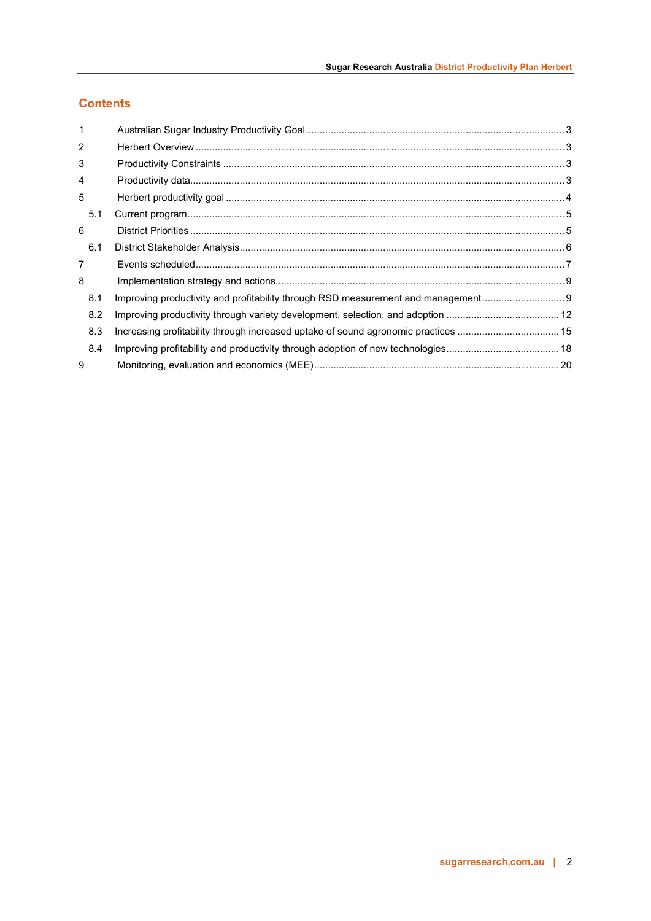## Contents

| | | |
|---|---|---|
| 1 | Australian Sugar Industry Productivity Goal | 3 |
| 2 | Herbert Overview | 3 |
| 3 | Productivity Constraints | 3 |
| 4 | Productivity data | 3 |
| 5 | Herbert productivity goal | 4 |
| 5.1 | Current program | 5 |
| 6 | District Priorities | 5 |
| 6.1 | District Stakeholder Analysis | 6 |
| 7 | Events scheduled | 7 |
| 8 | Implementation strategy and actions | 9 |
| 8.1 | Improving productivity and profitability through RSD measurement and management | 9 |
| 8.2 | Improving productivity through variety development, selection, and adoption | 12 |
| 8.3 | Increasing profitability through increased uptake of sound agronomic practices | 15 |
| 8.4 | Improving profitability and productivity through adoption of new technologies | 18 |
| 9 | Monitoring, evaluation and economics (MEE) | 20 |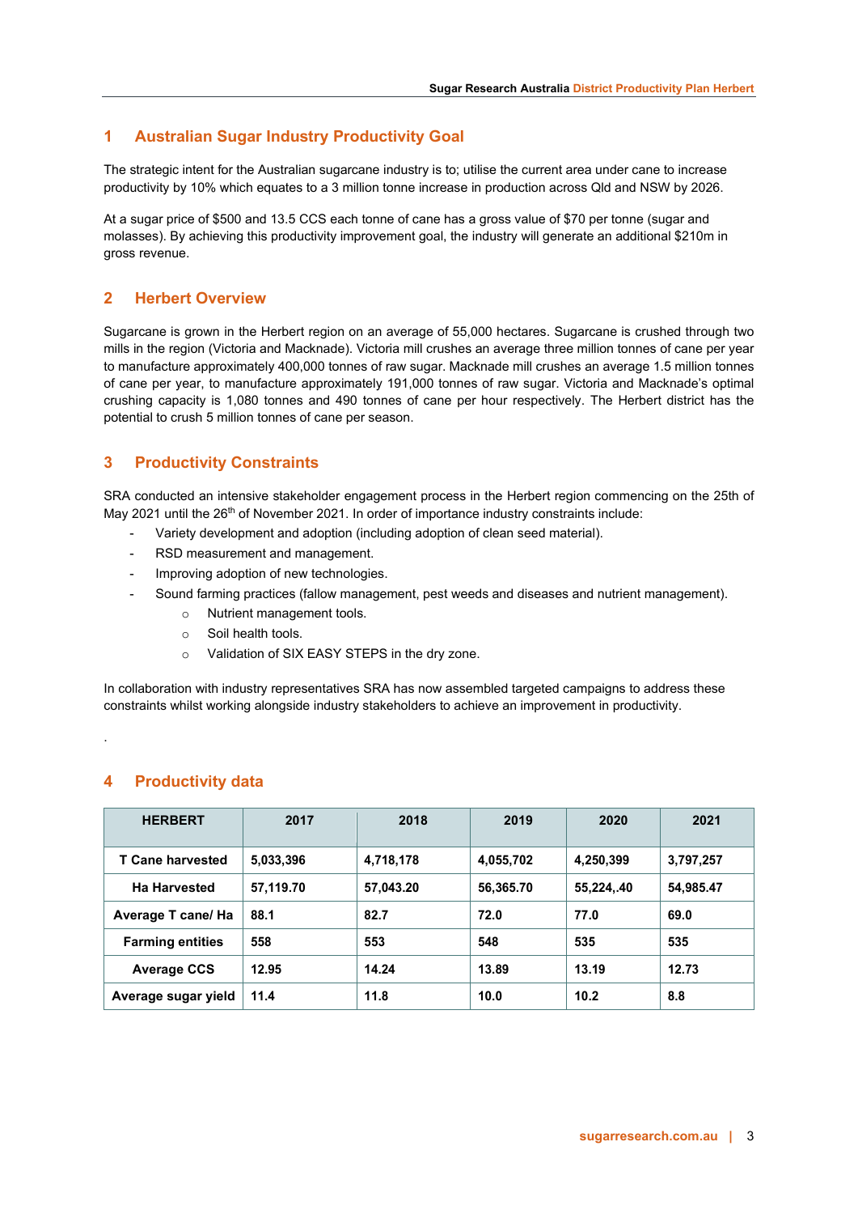## 1 Australian Sugar Industry Productivity Goal

The strategic intent for the Australian sugarcane industry is to; utilise the current area under cane to increase productivity by 10% which equates to a 3 million tonne increase in production across Qld and NSW by 2026.

At a sugar price of $500 and 13.5 CCS each tonne of cane has a gross value of $70 per tonne (sugar and molasses). By achieving this productivity improvement goal, the industry will generate an additional $210m in gross revenue.

## 2 Herbert Overview

Sugarcane is grown in the Herbert region on an average of 55,000 hectares. Sugarcane is crushed through two mills in the region (Victoria and Macknade). Victoria mill crushes an average three million tonnes of cane per year to manufacture approximately 400,000 tonnes of raw sugar. Macknade mill crushes an average 1.5 million tonnes of cane per year, to manufacture approximately 191,000 tonnes of raw sugar. Victoria and Macknade's optimal crushing capacity is 1,080 tonnes and 490 tonnes of cane per hour respectively. The Herbert district has the potential to crush 5 million tonnes of cane per season.

## 3 Productivity Constraints

SRA conducted an intensive stakeholder engagement process in the Herbert region commencing on the 25th of May 2021 until the 26th of November 2021. In order of importance industry constraints include:

- Variety development and adoption (including adoption of clean seed material).
- RSD measurement and management.
- Improving adoption of new technologies.
- Sound farming practices (fallow management, pest weeds and diseases and nutrient management).
  - Nutrient management tools.
  - Soil health tools.
  - Validation of SIX EASY STEPS in the dry zone.

In collaboration with industry representatives SRA has now assembled targeted campaigns to address these constraints whilst working alongside industry stakeholders to achieve an improvement in productivity.

.

## 4 Productivity data

| HERBERT | 2017 | 2018 | 2019 | 2020 | 2021 |
|---|---|---|---|---|---|
| T Cane harvested | 5,033,396 | 4,718,178 | 4,055,702 | 4,250,399 | 3,797,257 |
| Ha Harvested | 57,119.70 | 57,043.20 | 56,365.70 | 55,224,.40 | 54,985.47 |
| Average T cane/ Ha | 88.1 | 82.7 | 72.0 | 77.0 | 69.0 |
| Farming entities | 558 | 553 | 548 | 535 | 535 |
| Average CCS | 12.95 | 14.24 | 13.89 | 13.19 | 12.73 |
| Average sugar yield | 11.4 | 11.8 | 10.0 | 10.2 | 8.8 |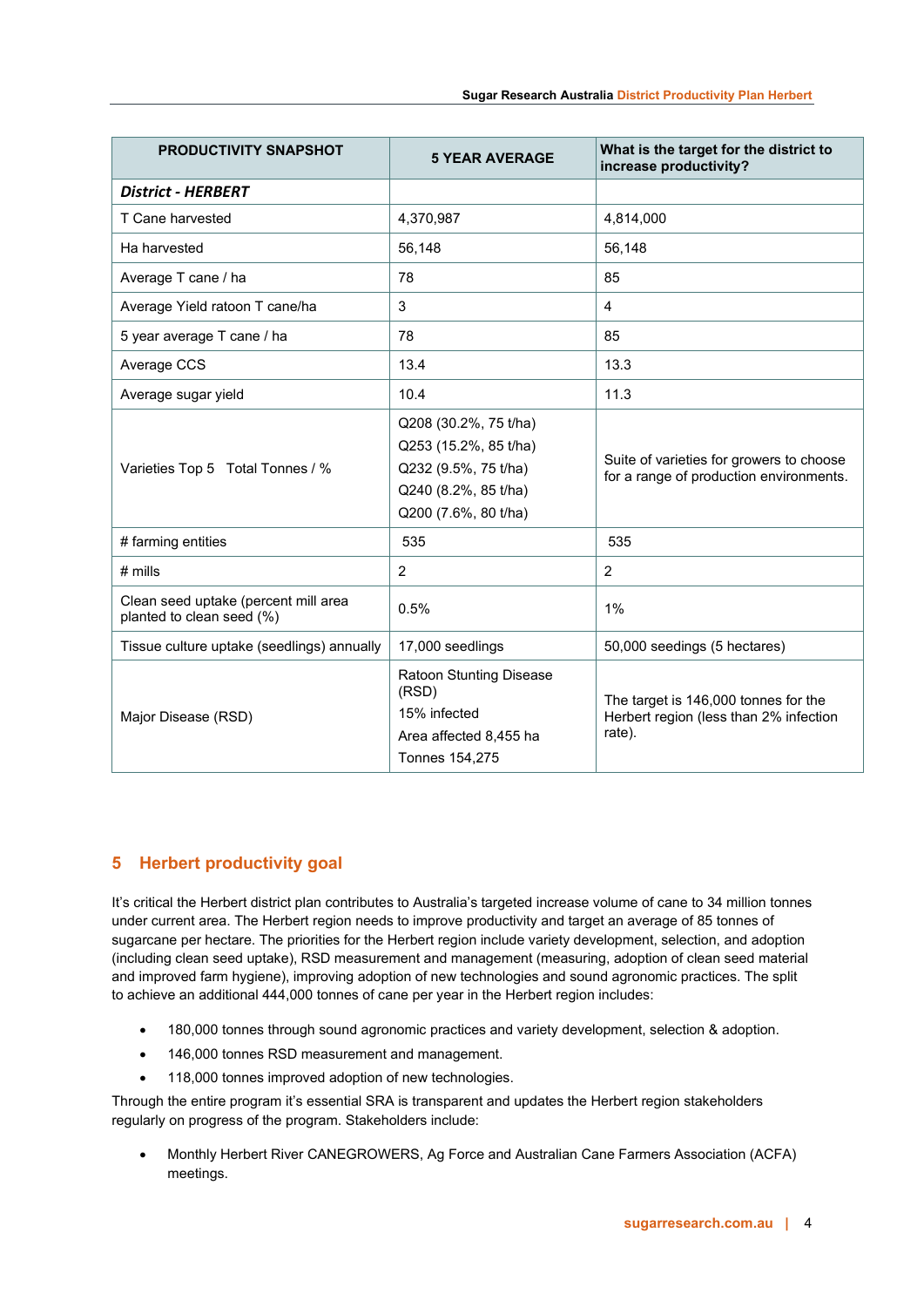| PRODUCTIVITY SNAPSHOT | 5 YEAR AVERAGE | What is the target for the district to increase productivity? |
|---|---|---|
| ***District - HERBERT*** | | |
| T Cane harvested | 4,370,987 | 4,814,000 |
| Ha harvested | 56,148 | 56,148 |
| Average T cane / ha | 78 | 85 |
| Average Yield ratoon T cane/ha | 3 | 4 |
| 5 year average T cane / ha | 78 | 85 |
| Average CCS | 13.4 | 13.3 |
| Average sugar yield | 10.4 | 11.3 |
| Varieties Top 5 Total Tonnes / % | Q208 (30.2%, 75 t/ha)<br>Q253 (15.2%, 85 t/ha)<br>Q232 (9.5%, 75 t/ha)<br>Q240 (8.2%, 85 t/ha)<br>Q200 (7.6%, 80 t/ha) | Suite of varieties for growers to choose for a range of production environments. |
| # farming entities | 535 | 535 |
| # mills | 2 | 2 |
| Clean seed uptake (percent mill area planted to clean seed (%) | 0.5% | 1% |
| Tissue culture uptake (seedlings) annually | 17,000 seedlings | 50,000 seedings (5 hectares) |
| Major Disease (RSD) | Ratoon Stunting Disease (RSD)<br>15% infected<br>Area affected 8,455 ha<br>Tonnes 154,275 | The target is 146,000 tonnes for the Herbert region (less than 2% infection rate). |

## 5 Herbert productivity goal

It's critical the Herbert district plan contributes to Australia's targeted increase volume of cane to 34 million tonnes under current area. The Herbert region needs to improve productivity and target an average of 85 tonnes of sugarcane per hectare. The priorities for the Herbert region include variety development, selection, and adoption (including clean seed uptake), RSD measurement and management (measuring, adoption of clean seed material and improved farm hygiene), improving adoption of new technologies and sound agronomic practices. The split to achieve an additional 444,000 tonnes of cane per year in the Herbert region includes:

- 180,000 tonnes through sound agronomic practices and variety development, selection & adoption.
- 146,000 tonnes RSD measurement and management.
- 118,000 tonnes improved adoption of new technologies.

Through the entire program it's essential SRA is transparent and updates the Herbert region stakeholders regularly on progress of the program. Stakeholders include:

- Monthly Herbert River CANEGROWERS, Ag Force and Australian Cane Farmers Association (ACFA) meetings.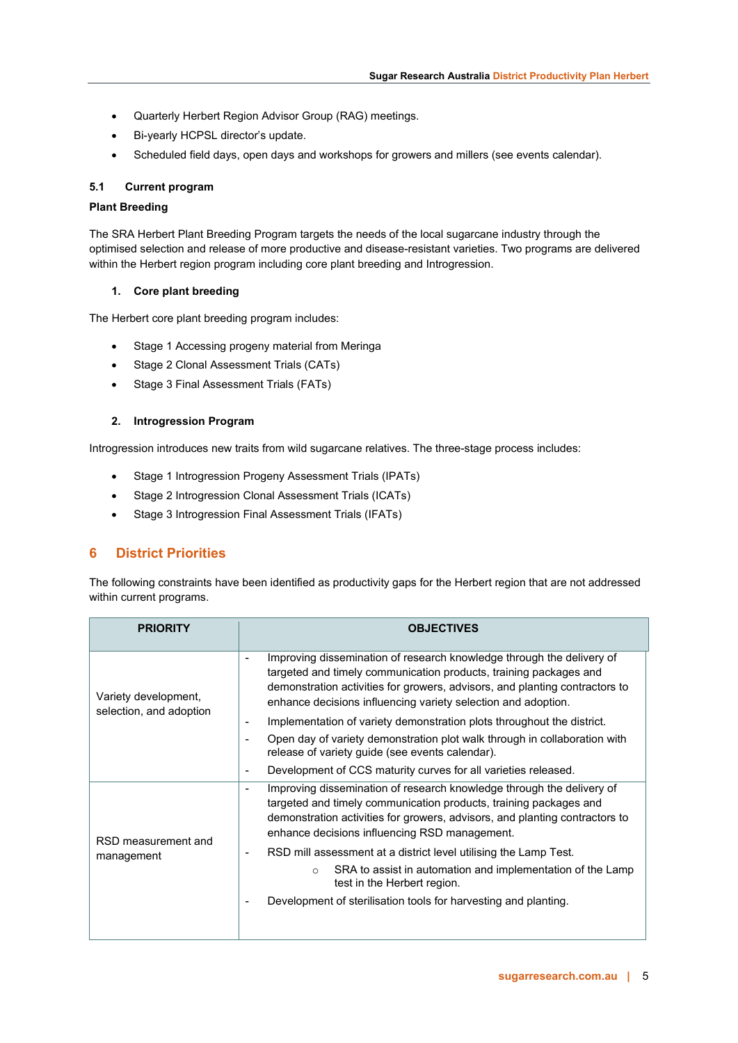- Quarterly Herbert Region Advisor Group (RAG) meetings.
- Bi-yearly HCPSL director's update.
- Scheduled field days, open days and workshops for growers and millers (see events calendar).

### 5.1 Current program

**Plant Breeding**

The SRA Herbert Plant Breeding Program targets the needs of the local sugarcane industry through the optimised selection and release of more productive and disease-resistant varieties. Two programs are delivered within the Herbert region program including core plant breeding and Introgression.

**1. Core plant breeding**

The Herbert core plant breeding program includes:

- Stage 1 Accessing progeny material from Meringa
- Stage 2 Clonal Assessment Trials (CATs)
- Stage 3 Final Assessment Trials (FATs)

**2. Introgression Program**

Introgression introduces new traits from wild sugarcane relatives. The three-stage process includes:

- Stage 1 Introgression Progeny Assessment Trials (IPATs)
- Stage 2 Introgression Clonal Assessment Trials (ICATs)
- Stage 3 Introgression Final Assessment Trials (IFATs)

## 6 District Priorities

The following constraints have been identified as productivity gaps for the Herbert region that are not addressed within current programs.

| PRIORITY | OBJECTIVES |
|---|---|
| Variety development, selection, and adoption | - Improving dissemination of research knowledge through the delivery of targeted and timely communication products, training packages and demonstration activities for growers, advisors, and planting contractors to enhance decisions influencing variety selection and adoption.<br>- Implementation of variety demonstration plots throughout the district.<br>- Open day of variety demonstration plot walk through in collaboration with release of variety guide (see events calendar).<br>- Development of CCS maturity curves for all varieties released. |
| RSD measurement and management | - Improving dissemination of research knowledge through the delivery of targeted and timely communication products, training packages and demonstration activities for growers, advisors, and planting contractors to enhance decisions influencing RSD management.<br>- RSD mill assessment at a district level utilising the Lamp Test.<br>&nbsp;&nbsp;&nbsp;&nbsp;○ SRA to assist in automation and implementation of the Lamp test in the Herbert region.<br>- Development of sterilisation tools for harvesting and planting. |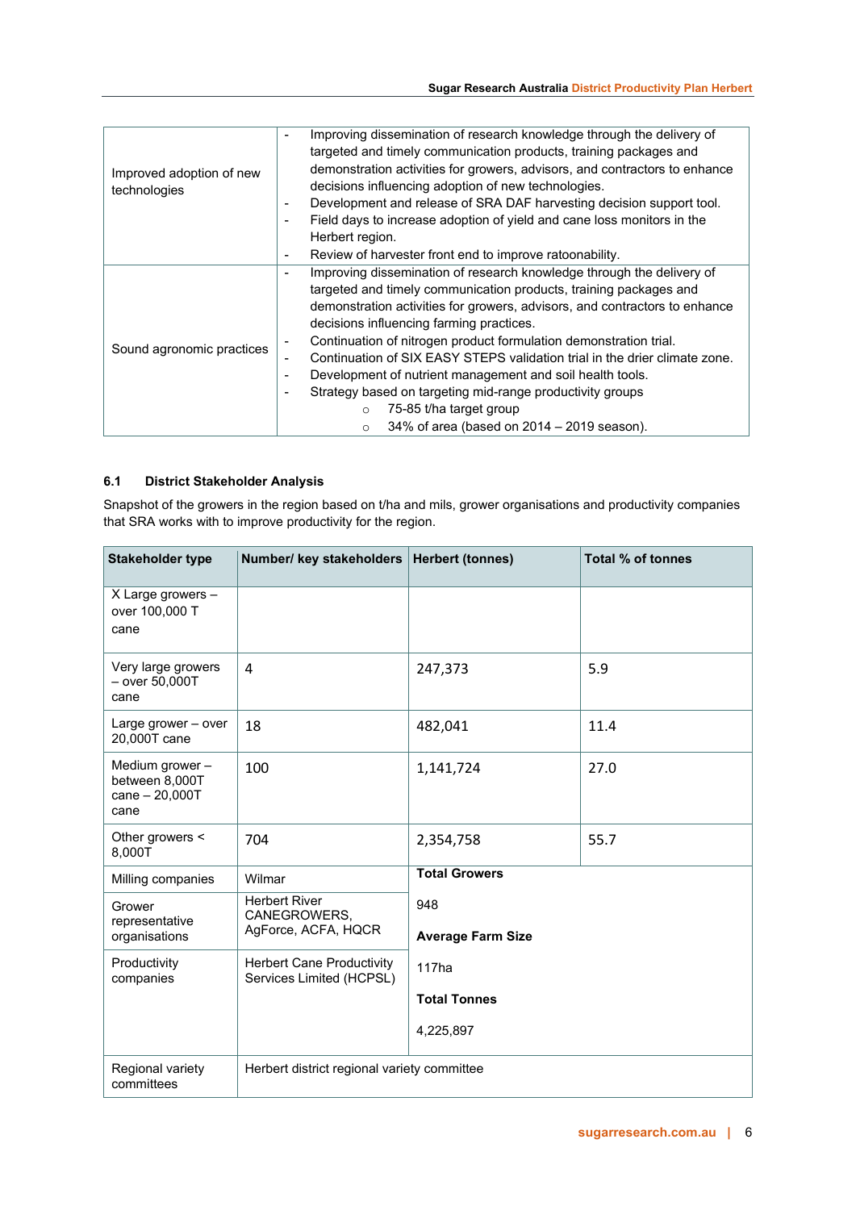| | |
|---|---|
| Improved adoption of new technologies | - Improving dissemination of research knowledge through the delivery of targeted and timely communication products, training packages and demonstration activities for growers, advisors, and contractors to enhance decisions influencing adoption of new technologies.<br>- Development and release of SRA DAF harvesting decision support tool.<br>- Field days to increase adoption of yield and cane loss monitors in the Herbert region.<br>- Review of harvester front end to improve ratoonability. |
| Sound agronomic practices | - Improving dissemination of research knowledge through the delivery of targeted and timely communication products, training packages and demonstration activities for growers, advisors, and contractors to enhance decisions influencing farming practices.<br>- Continuation of nitrogen product formulation demonstration trial.<br>- Continuation of SIX EASY STEPS validation trial in the drier climate zone.<br>- Development of nutrient management and soil health tools.<br>- Strategy based on targeting mid-range productivity groups<br>  - 75-85 t/ha target group<br>  - 34% of area (based on 2014 – 2019 season). |

### 6.1 District Stakeholder Analysis

Snapshot of the growers in the region based on t/ha and mils, grower organisations and productivity companies that SRA works with to improve productivity for the region.

| Stakeholder type | Number/ key stakeholders | Herbert (tonnes) | Total % of tonnes |
|---|---|---|---|
| X Large growers – over 100,000 T cane | | | |
| Very large growers – over 50,000T cane | 4 | 247,373 | 5.9 |
| Large grower – over 20,000T cane | 18 | 482,041 | 11.4 |
| Medium grower – between 8,000T cane – 20,000T cane | 100 | 1,141,724 | 27.0 |
| Other growers < 8,000T | 704 | 2,354,758 | 55.7 |
| Milling companies | Wilmar | **Total Growers**<br>948<br>**Average Farm Size**<br>117ha<br>**Total Tonnes**<br>4,225,897 | |
| Grower representative organisations | Herbert River CANEGROWERS, AgForce, ACFA, HQCR | | |
| Productivity companies | Herbert Cane Productivity Services Limited (HCPSL) | | |
| Regional variety committees | Herbert district regional variety committee | | |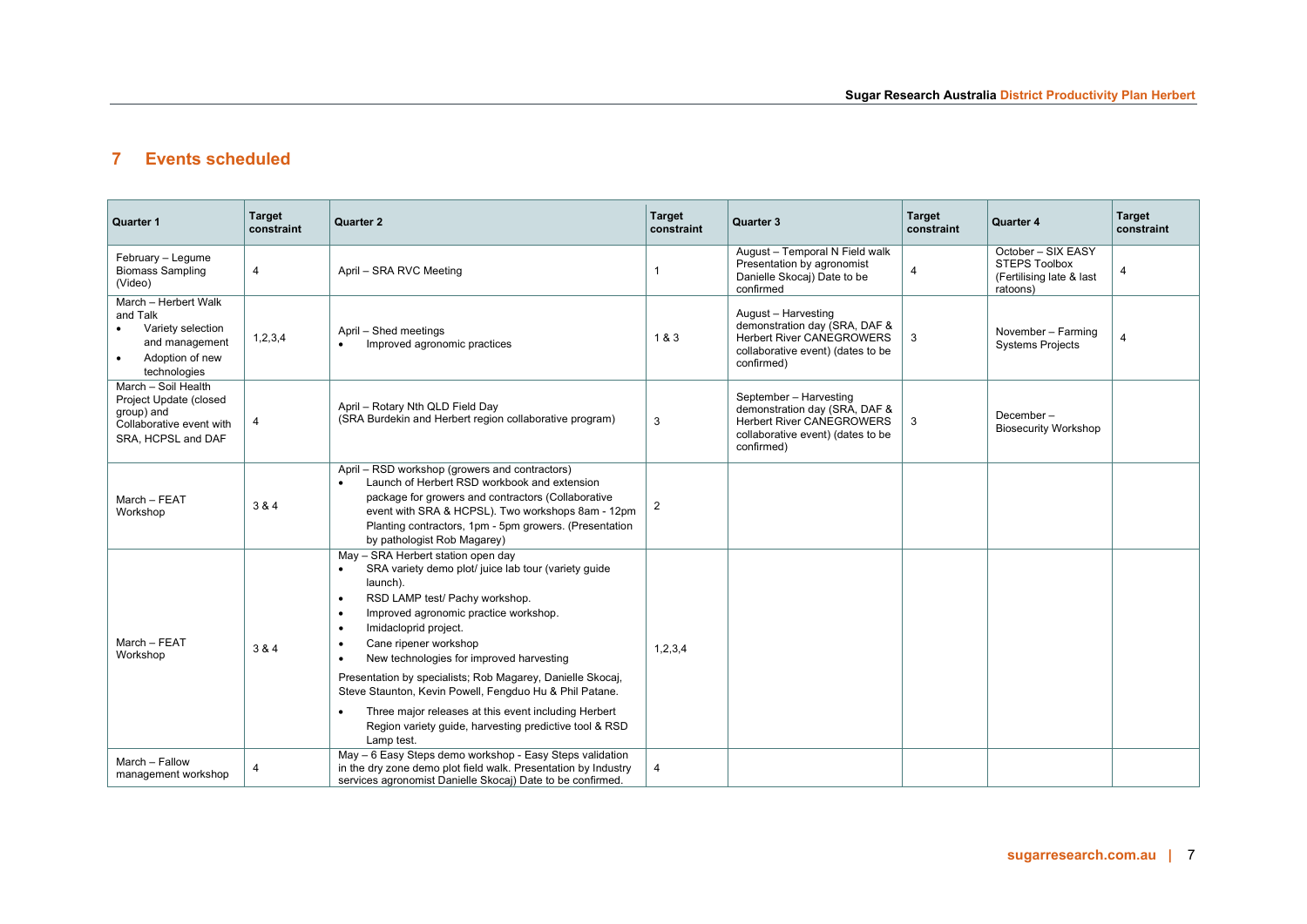## 7 Events scheduled

| Quarter 1 | Target constraint | Quarter 2 | Target constraint | Quarter 3 | Target constraint | Quarter 4 | Target constraint |
|---|---|---|---|---|---|---|---|
| February – Legume Biomass Sampling (Video) | 4 | April – SRA RVC Meeting | 1 | August – Temporal N Field walk Presentation by agronomist Danielle Skocaj) Date to be confirmed | 4 | October – SIX EASY STEPS Toolbox (Fertilising late & last ratoons) | 4 |
| March – Herbert Walk and Talk<br>• Variety selection and management<br>• Adoption of new technologies | 1,2,3,4 | April – Shed meetings<br>• Improved agronomic practices | 1 & 3 | August – Harvesting demonstration day (SRA, DAF & Herbert River CANEGROWERS collaborative event) (dates to be confirmed) | 3 | November – Farming Systems Projects | 4 |
| March – Soil Health Project Update (closed group) and Collaborative event with SRA, HCPSL and DAF | 4 | April – Rotary Nth QLD Field Day (SRA Burdekin and Herbert region collaborative program) | 3 | September – Harvesting demonstration day (SRA, DAF & Herbert River CANEGROWERS collaborative event) (dates to be confirmed) | 3 | December – Biosecurity Workshop | |
| March – FEAT Workshop | 3 & 4 | April – RSD workshop (growers and contractors)<br>• Launch of Herbert RSD workbook and extension package for growers and contractors (Collaborative event with SRA & HCPSL). Two workshops 8am - 12pm Planting contractors, 1pm - 5pm growers. (Presentation by pathologist Rob Magarey) | 2 | | | | |
| March – FEAT Workshop | 3 & 4 | May – SRA Herbert station open day<br>• SRA variety demo plot/ juice lab tour (variety guide launch).<br>• RSD LAMP test/ Pachy workshop.<br>• Improved agronomic practice workshop.<br>• Imidacloprid project.<br>• Cane ripener workshop<br>• New technologies for improved harvesting<br>Presentation by specialists; Rob Magarey, Danielle Skocaj, Steve Staunton, Kevin Powell, Fengduo Hu & Phil Patane.<br>• Three major releases at this event including Herbert Region variety guide, harvesting predictive tool & RSD Lamp test. | 1,2,3,4 | | | | |
| March – Fallow management workshop | 4 | May – 6 Easy Steps demo workshop - Easy Steps validation in the dry zone demo plot field walk. Presentation by Industry services agronomist Danielle Skocaj) Date to be confirmed. | 4 | | | | |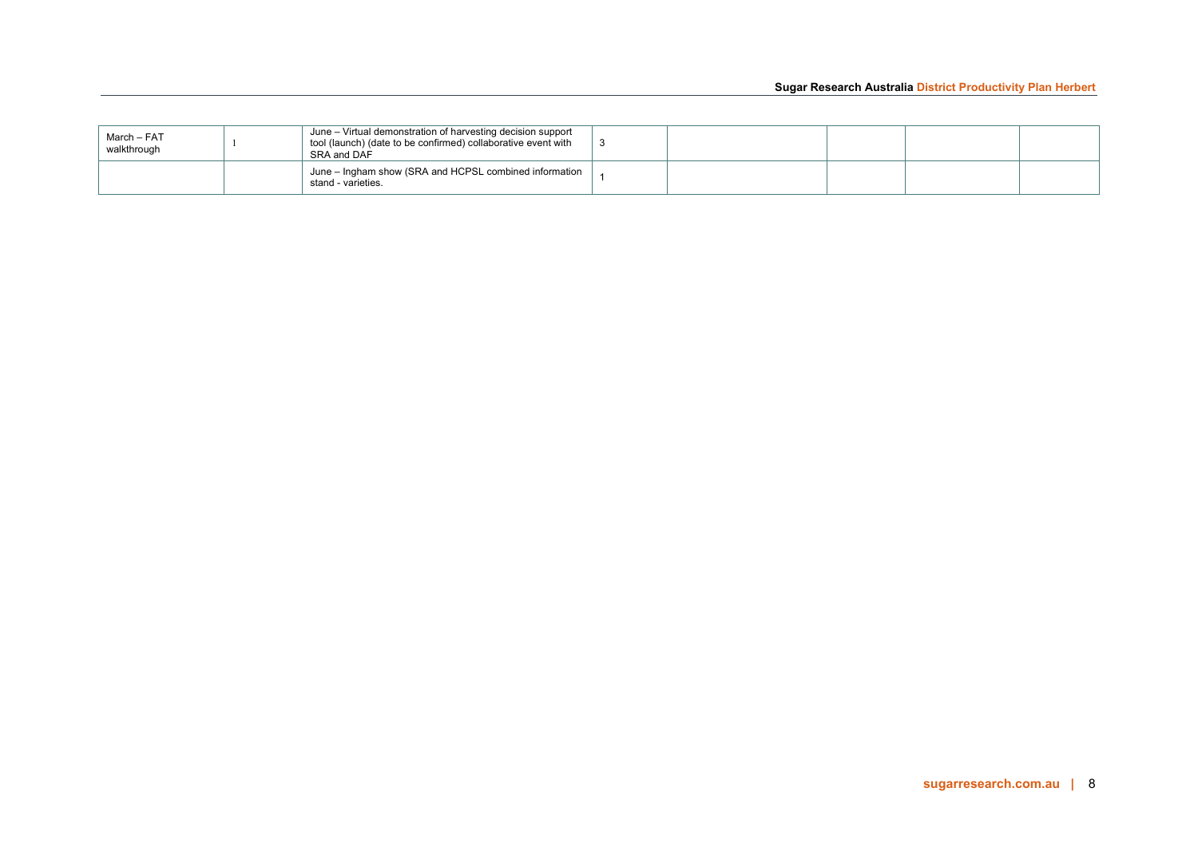| | | | | | | | |
|---|---|---|---|---|---|---|---|
| March – FAT walkthrough | 1 | June – Virtual demonstration of harvesting decision support tool (launch) (date to be confirmed) collaborative event with SRA and DAF | 3 | | | | |
| | | June – Ingham show (SRA and HCPSL combined information stand - varieties. | 1 | | | | |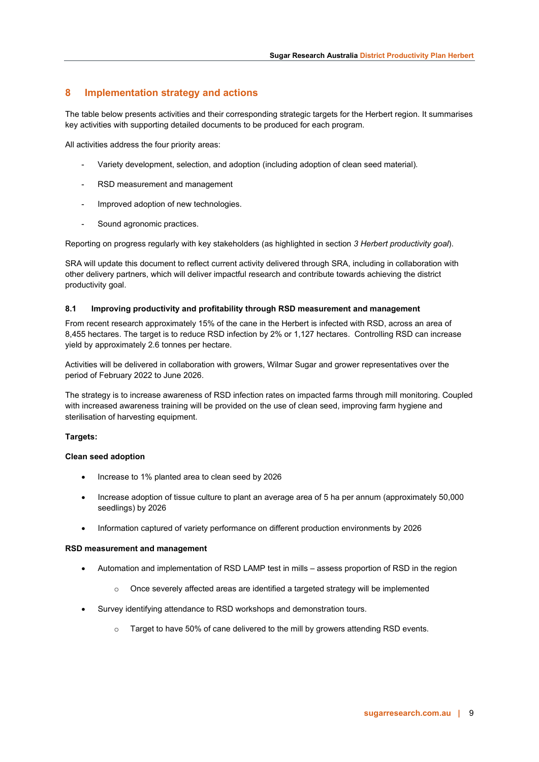## 8 Implementation strategy and actions

The table below presents activities and their corresponding strategic targets for the Herbert region. It summarises key activities with supporting detailed documents to be produced for each program.

All activities address the four priority areas:

- Variety development, selection, and adoption (including adoption of clean seed material).
- RSD measurement and management
- Improved adoption of new technologies.
- Sound agronomic practices.

Reporting on progress regularly with key stakeholders (as highlighted in section *3 Herbert productivity goal*).

SRA will update this document to reflect current activity delivered through SRA, including in collaboration with other delivery partners, which will deliver impactful research and contribute towards achieving the district productivity goal.

### 8.1 Improving productivity and profitability through RSD measurement and management

From recent research approximately 15% of the cane in the Herbert is infected with RSD, across an area of 8,455 hectares. The target is to reduce RSD infection by 2% or 1,127 hectares. Controlling RSD can increase yield by approximately 2.6 tonnes per hectare.

Activities will be delivered in collaboration with growers, Wilmar Sugar and grower representatives over the period of February 2022 to June 2026.

The strategy is to increase awareness of RSD infection rates on impacted farms through mill monitoring. Coupled with increased awareness training will be provided on the use of clean seed, improving farm hygiene and sterilisation of harvesting equipment.

**Targets:**

**Clean seed adoption**

- Increase to 1% planted area to clean seed by 2026
- Increase adoption of tissue culture to plant an average area of 5 ha per annum (approximately 50,000 seedlings) by 2026
- Information captured of variety performance on different production environments by 2026

**RSD measurement and management**

- Automation and implementation of RSD LAMP test in mills – assess proportion of RSD in the region
  - Once severely affected areas are identified a targeted strategy will be implemented
- Survey identifying attendance to RSD workshops and demonstration tours.
  - Target to have 50% of cane delivered to the mill by growers attending RSD events.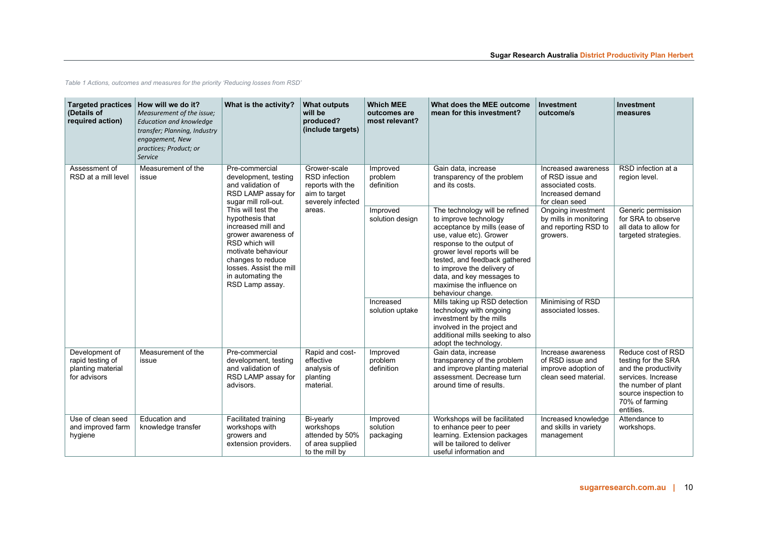*Table 1 Actions, outcomes and measures for the priority 'Reducing losses from RSD'*

| Targeted practices (Details of required action) | How will we do it? *Measurement of the issue; Education and knowledge transfer; Planning, Industry engagement, New practices; Product; or Service* | What is the activity? | What outputs will be produced? (include targets) | Which MEE outcomes are most relevant? | What does the MEE outcome mean for this investment? | Investment outcome/s | Investment measures |
|---|---|---|---|---|---|---|---|
| Assessment of RSD at a mill level | Measurement of the issue | Pre-commercial development, testing and validation of RSD LAMP assay for sugar mill roll-out. This will test the hypothesis that increased mill and grower awareness of RSD which will motivate behaviour changes to reduce losses. Assist the mill in automating the RSD Lamp assay. | Grower-scale RSD infection reports with the aim to target severely infected areas. | Improved problem definition | Gain data, increase transparency of the problem and its costs. | Increased awareness of RSD issue and associated costs. Increased demand for clean seed | RSD infection at a region level. |
| | | | | Improved solution design | The technology will be refined to improve technology acceptance by mills (ease of use, value etc). Grower response to the output of grower level reports will be tested, and feedback gathered to improve the delivery of data, and key messages to maximise the influence on behaviour change. | Ongoing investment by mills in monitoring and reporting RSD to growers. | Generic permission for SRA to observe all data to allow for targeted strategies. |
| | | | | Increased solution uptake | Mills taking up RSD detection technology with ongoing investment by the mills involved in the project and additional mills seeking to also adopt the technology. | Minimising of RSD associated losses. | |
| Development of rapid testing of planting material for advisors | Measurement of the issue | Pre-commercial development, testing and validation of RSD LAMP assay for advisors. | Rapid and cost-effective analysis of planting material. | Improved problem definition | Gain data, increase transparency of the problem and improve planting material assessment. Decrease turn around time of results. | Increase awareness of RSD issue and improve adoption of clean seed material. | Reduce cost of RSD testing for the SRA and the productivity services. Increase the number of plant source inspection to 70% of farming entities. |
| Use of clean seed and improved farm hygiene | Education and knowledge transfer | Facilitated training workshops with growers and extension providers. | Bi-yearly workshops attended by 50% of area supplied to the mill by | Improved solution packaging | Workshops will be facilitated to enhance peer to peer learning. Extension packages will be tailored to deliver useful information and | Increased knowledge and skills in variety management | Attendance to workshops. |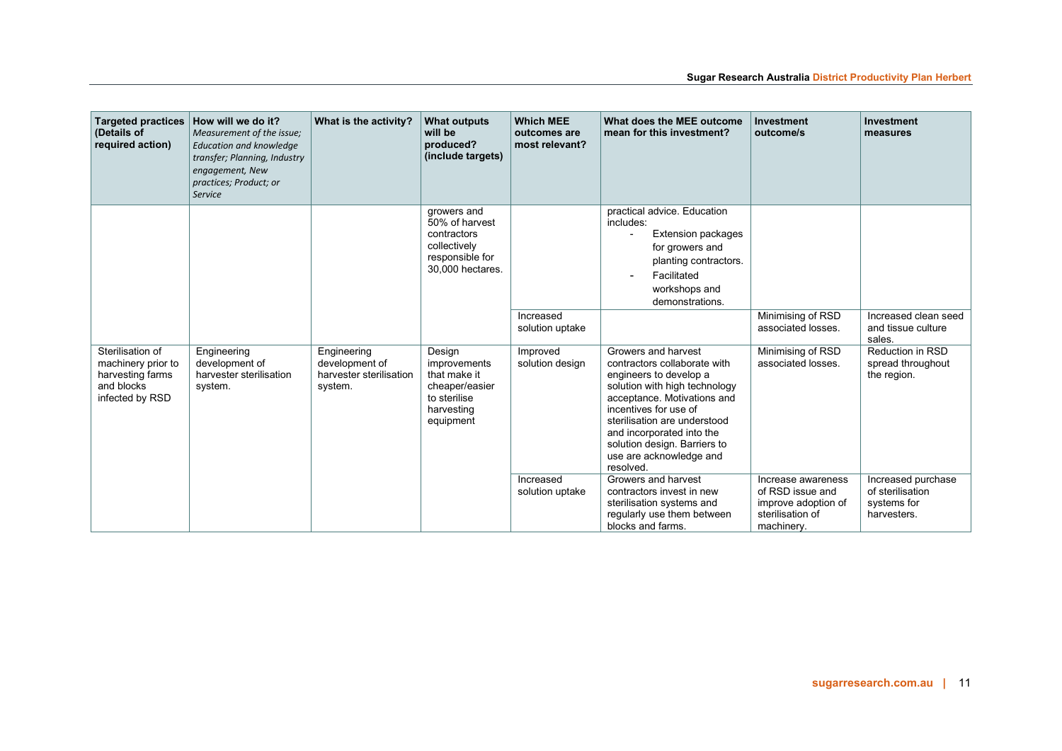| Targeted practices (Details of required action) | How will we do it? *Measurement of the issue; Education and knowledge transfer; Planning, Industry engagement, New practices; Product; or Service* | What is the activity? | What outputs will be produced? (include targets) | Which MEE outcomes are most relevant? | What does the MEE outcome mean for this investment? | Investment outcome/s | Investment measures |
|---|---|---|---|---|---|---|---|
| | | | growers and 50% of harvest contractors collectively responsible for 30,000 hectares. | | practical advice. Education includes: - Extension packages for growers and planting contractors. - Facilitated workshops and demonstrations. | | |
| | | | | Increased solution uptake | | Minimising of RSD associated losses. | Increased clean seed and tissue culture sales. |
| Sterilisation of machinery prior to harvesting farms and blocks infected by RSD | Engineering development of harvester sterilisation system. | Engineering development of harvester sterilisation system. | Design improvements that make it cheaper/easier to sterilise harvesting equipment | Improved solution design | Growers and harvest contractors collaborate with engineers to develop a solution with high technology acceptance. Motivations and incentives for use of sterilisation are understood and incorporated into the solution design. Barriers to use are acknowledge and resolved. | Minimising of RSD associated losses. | Reduction in RSD spread throughout the region. |
| | | | | Increased solution uptake | Growers and harvest contractors invest in new sterilisation systems and regularly use them between blocks and farms. | Increase awareness of RSD issue and improve adoption of sterilisation of machinery. | Increased purchase of sterilisation systems for harvesters. |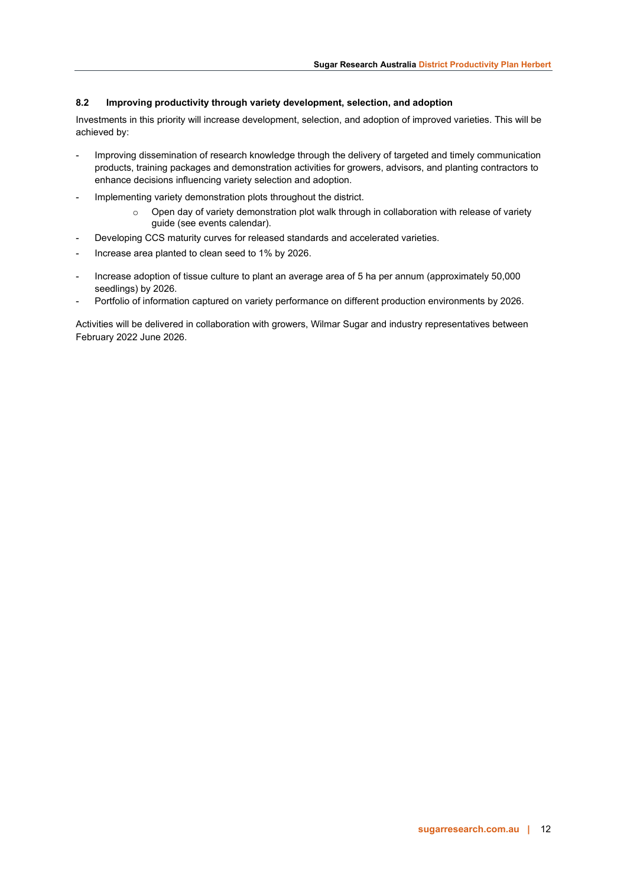### 8.2 Improving productivity through variety development, selection, and adoption

Investments in this priority will increase development, selection, and adoption of improved varieties. This will be achieved by:

- Improving dissemination of research knowledge through the delivery of targeted and timely communication products, training packages and demonstration activities for growers, advisors, and planting contractors to enhance decisions influencing variety selection and adoption.
- Implementing variety demonstration plots throughout the district.
    - Open day of variety demonstration plot walk through in collaboration with release of variety guide (see events calendar).
- Developing CCS maturity curves for released standards and accelerated varieties.
- Increase area planted to clean seed to 1% by 2026.
- Increase adoption of tissue culture to plant an average area of 5 ha per annum (approximately 50,000 seedlings) by 2026.
- Portfolio of information captured on variety performance on different production environments by 2026.

Activities will be delivered in collaboration with growers, Wilmar Sugar and industry representatives between February 2022 June 2026.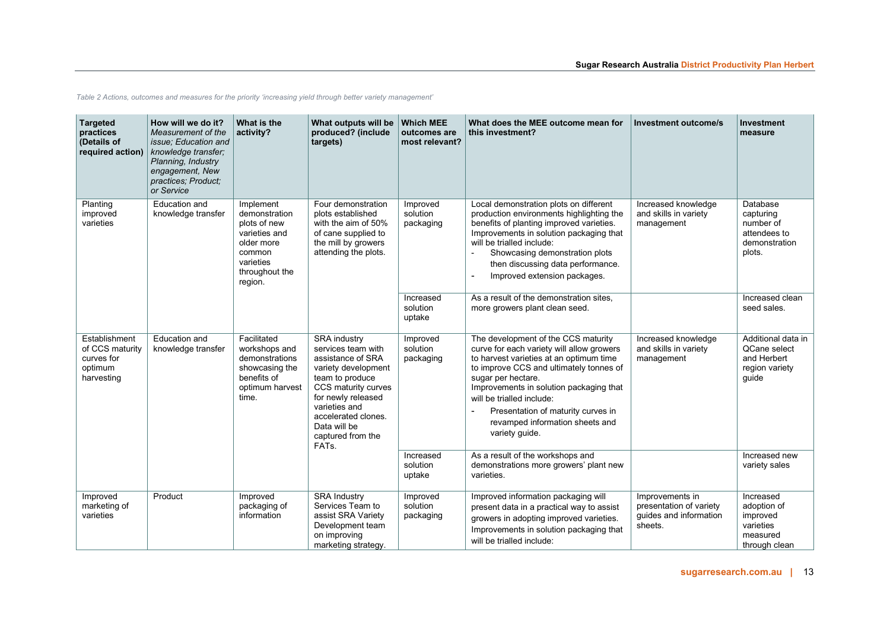*Table 2 Actions, outcomes and measures for the priority 'increasing yield through better variety management'*

| Targeted practices (Details of required action) | How will we do it? *Measurement of the issue; Education and knowledge transfer; Planning, Industry engagement, New practices; Product; or Service* | What is the activity? | What outputs will be produced? (include targets) | Which MEE outcomes are most relevant? | What does the MEE outcome mean for this investment? | Investment outcome/s | Investment measure |
|---|---|---|---|---|---|---|---|
| Planting improved varieties | Education and knowledge transfer | Implement demonstration plots of new varieties and older more common varieties throughout the region. | Four demonstration plots established with the aim of 50% of cane supplied to the mill by growers attending the plots. | Improved solution packaging | Local demonstration plots on different production environments highlighting the benefits of planting improved varieties. Improvements in solution packaging that will be trialled include: - Showcasing demonstration plots then discussing data performance. - Improved extension packages. | Increased knowledge and skills in variety management | Database capturing number of attendees to demonstration plots. |
| | | | | Increased solution uptake | As a result of the demonstration sites, more growers plant clean seed. | | Increased clean seed sales. |
| Establishment of CCS maturity curves for optimum harvesting | Education and knowledge transfer | Facilitated workshops and demonstrations showcasing the benefits of optimum harvest time. | SRA industry services team with assistance of SRA variety development team to produce CCS maturity curves for newly released varieties and accelerated clones. Data will be captured from the FATs. | Improved solution packaging | The development of the CCS maturity curve for each variety will allow growers to harvest varieties at an optimum time to improve CCS and ultimately tonnes of sugar per hectare. Improvements in solution packaging that will be trialled include: - Presentation of maturity curves in revamped information sheets and variety guide. | Increased knowledge and skills in variety management | Additional data in QCane select and Herbert region variety guide |
| | | | | Increased solution uptake | As a result of the workshops and demonstrations more growers' plant new varieties. | | Increased new variety sales |
| Improved marketing of varieties | Product | Improved packaging of information | SRA Industry Services Team to assist SRA Variety Development team on improving marketing strategy. | Improved solution packaging | Improved information packaging will present data in a practical way to assist growers in adopting improved varieties. Improvements in solution packaging that will be trialled include: | Improvements in presentation of variety guides and information sheets. | Increased adoption of improved varieties measured through clean |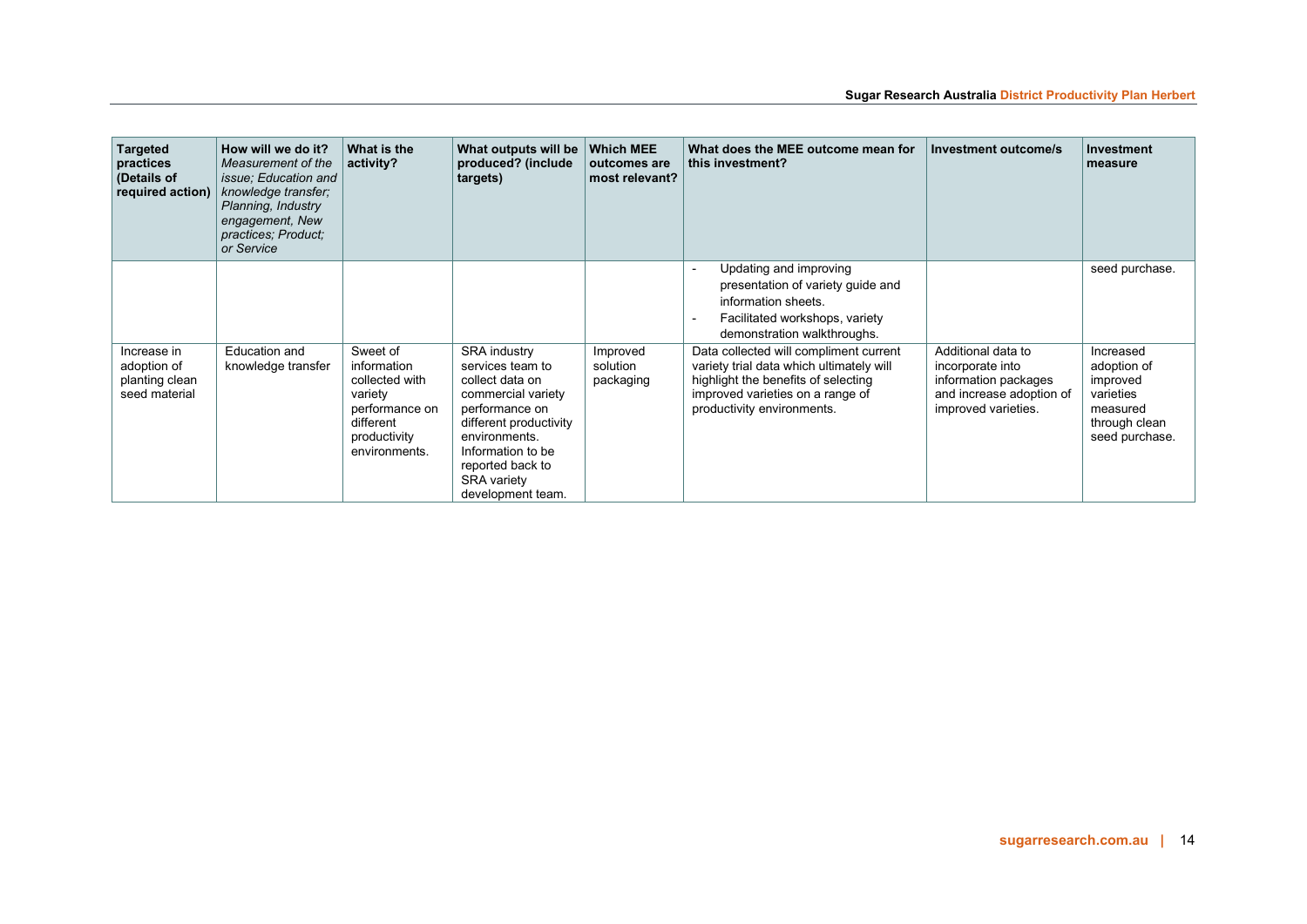| **Targeted practices (Details of required action)** | **How will we do it?** *Measurement of the issue; Education and knowledge transfer; Planning, Industry engagement, New practices; Product; or Service* | **What is the activity?** | **What outputs will be produced? (include targets)** | **Which MEE outcomes are most relevant?** | **What does the MEE outcome mean for this investment?** | **Investment outcome/s** | **Investment measure** |
|---|---|---|---|---|---|---|---|
| | | | | | - Updating and improving presentation of variety guide and information sheets.<br>- Facilitated workshops, variety demonstration walkthroughs. | | seed purchase. |
| Increase in adoption of planting clean seed material | Education and knowledge transfer | Sweet of information collected with variety performance on different productivity environments. | SRA industry services team to collect data on commercial variety performance on different productivity environments. Information to be reported back to SRA variety development team. | Improved solution packaging | Data collected will compliment current variety trial data which ultimately will highlight the benefits of selecting improved varieties on a range of productivity environments. | Additional data to incorporate into information packages and increase adoption of improved varieties. | Increased adoption of improved varieties measured through clean seed purchase. |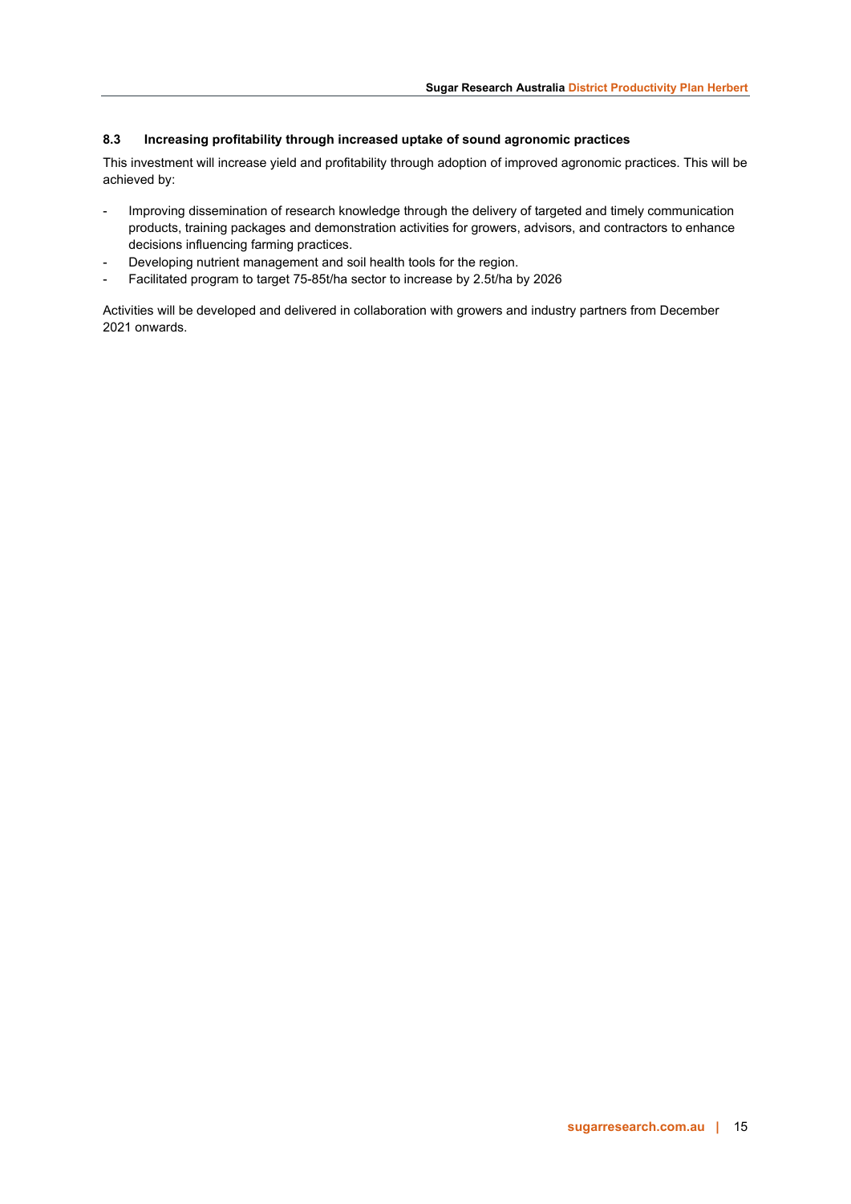### 8.3 Increasing profitability through increased uptake of sound agronomic practices

This investment will increase yield and profitability through adoption of improved agronomic practices. This will be achieved by:

- Improving dissemination of research knowledge through the delivery of targeted and timely communication products, training packages and demonstration activities for growers, advisors, and contractors to enhance decisions influencing farming practices.
- Developing nutrient management and soil health tools for the region.
- Facilitated program to target 75-85t/ha sector to increase by 2.5t/ha by 2026

Activities will be developed and delivered in collaboration with growers and industry partners from December 2021 onwards.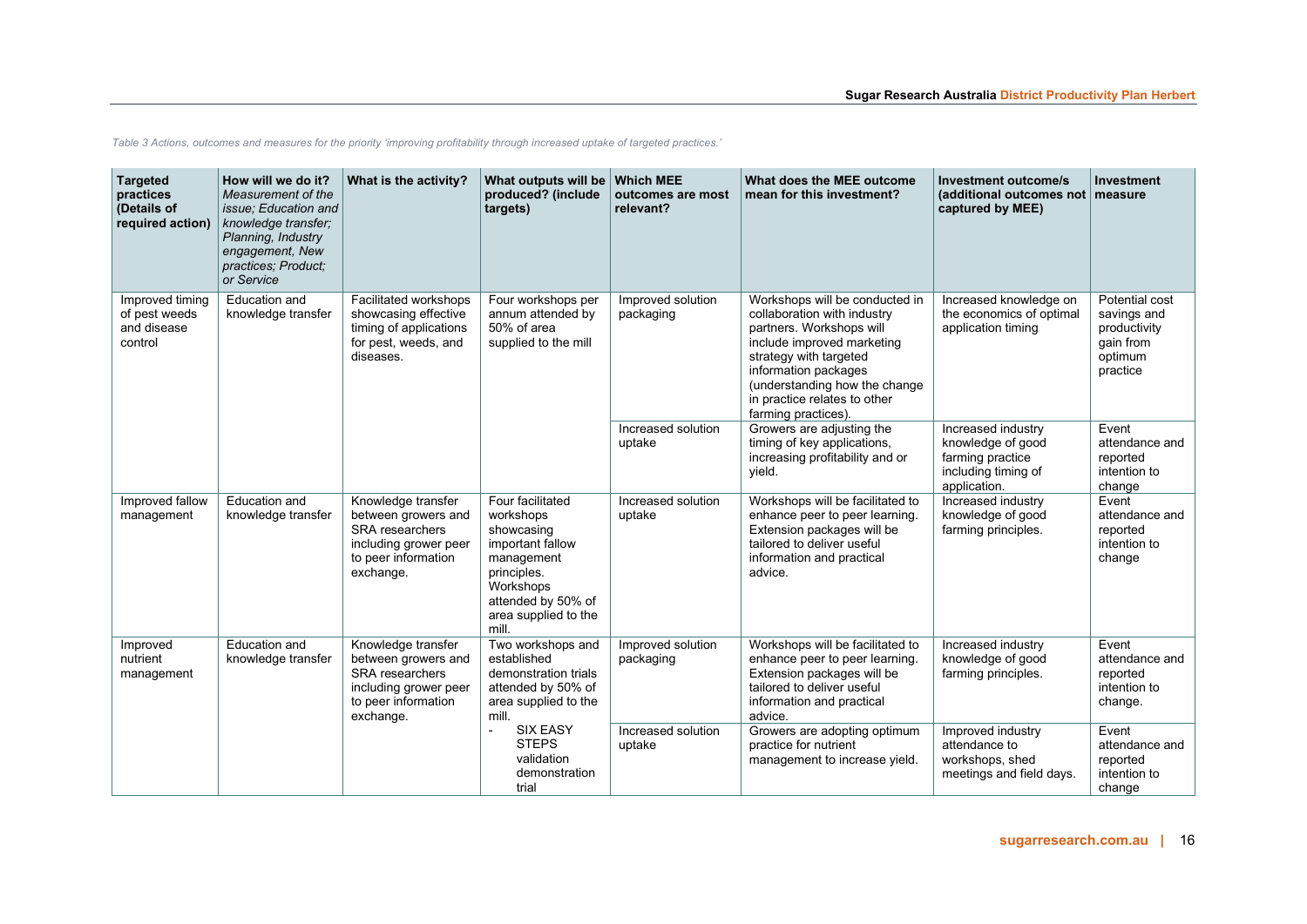*Table 3 Actions, outcomes and measures for the priority 'improving profitability through increased uptake of targeted practices.'*

| Targeted practices (Details of required action) | How will we do it? *Measurement of the issue; Education and knowledge transfer; Planning, Industry engagement, New practices; Product; or Service* | What is the activity? | What outputs will be produced? (include targets) | Which MEE outcomes are most relevant? | What does the MEE outcome mean for this investment? | Investment outcome/s (additional outcomes not captured by MEE) | Investment measure |
|---|---|---|---|---|---|---|---|
| Improved timing of pest weeds and disease control | Education and knowledge transfer | Facilitated workshops showcasing effective timing of applications for pest, weeds, and diseases. | Four workshops per annum attended by 50% of area supplied to the mill | Improved solution packaging | Workshops will be conducted in collaboration with industry partners. Workshops will include improved marketing strategy with targeted information packages (understanding how the change in practice relates to other farming practices). | Increased knowledge on the economics of optimal application timing | Potential cost savings and productivity gain from optimum practice |
| | | | | Increased solution uptake | Growers are adjusting the timing of key applications, increasing profitability and or yield. | Increased industry knowledge of good farming practice including timing of application. | Event attendance and reported intention to change |
| Improved fallow management | Education and knowledge transfer | Knowledge transfer between growers and SRA researchers including grower peer to peer information exchange. | Four facilitated workshops showcasing important fallow management principles. Workshops attended by 50% of area supplied to the mill. | Increased solution uptake | Workshops will be facilitated to enhance peer to peer learning. Extension packages will be tailored to deliver useful information and practical advice. | Increased industry knowledge of good farming principles. | Event attendance and reported intention to change |
| Improved nutrient management | Education and knowledge transfer | Knowledge transfer between growers and SRA researchers including grower peer to peer information exchange. | Two workshops and established demonstration trials attended by 50% of area supplied to the mill.<br>- SIX EASY STEPS validation demonstration trial | Improved solution packaging | Workshops will be facilitated to enhance peer to peer learning. Extension packages will be tailored to deliver useful information and practical advice. | Increased industry knowledge of good farming principles. | Event attendance and reported intention to change. |
| | | | | Increased solution uptake | Growers are adopting optimum practice for nutrient management to increase yield. | Improved industry attendance to workshops, shed meetings and field days. | Event attendance and reported intention to change |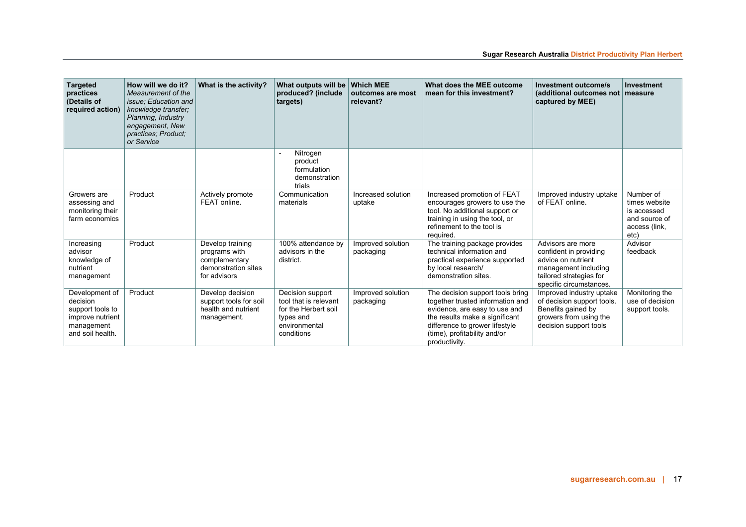| Targeted practices (Details of required action) | How will we do it? *Measurement of the issue; Education and knowledge transfer; Planning, Industry engagement, New practices; Product; or Service* | What is the activity? | What outputs will be produced? (include targets) | Which MEE outcomes are most relevant? | What does the MEE outcome mean for this investment? | Investment outcome/s (additional outcomes not captured by MEE) | Investment measure |
|---|---|---|---|---|---|---|---|
| | | | - Nitrogen product formulation demonstration trials | | | | |
| Growers are assessing and monitoring their farm economics | Product | Actively promote FEAT online. | Communication materials | Increased solution uptake | Increased promotion of FEAT encourages growers to use the tool. No additional support or training in using the tool, or refinement to the tool is required. | Improved industry uptake of FEAT online. | Number of times website is accessed and source of access (link, etc) |
| Increasing advisor knowledge of nutrient management | Product | Develop training programs with complementary demonstration sites for advisors | 100% attendance by advisors in the district. | Improved solution packaging | The training package provides technical information and practical experience supported by local research/ demonstration sites. | Advisors are more confident in providing advice on nutrient management including tailored strategies for specific circumstances. | Advisor feedback |
| Development of decision support tools to improve nutrient management and soil health. | Product | Develop decision support tools for soil health and nutrient management. | Decision support tool that is relevant for the Herbert soil types and environmental conditions | Improved solution packaging | The decision support tools bring together trusted information and evidence, are easy to use and the results make a significant difference to grower lifestyle (time), profitability and/or productivity. | Improved industry uptake of decision support tools. Benefits gained by growers from using the decision support tools | Monitoring the use of decision support tools. |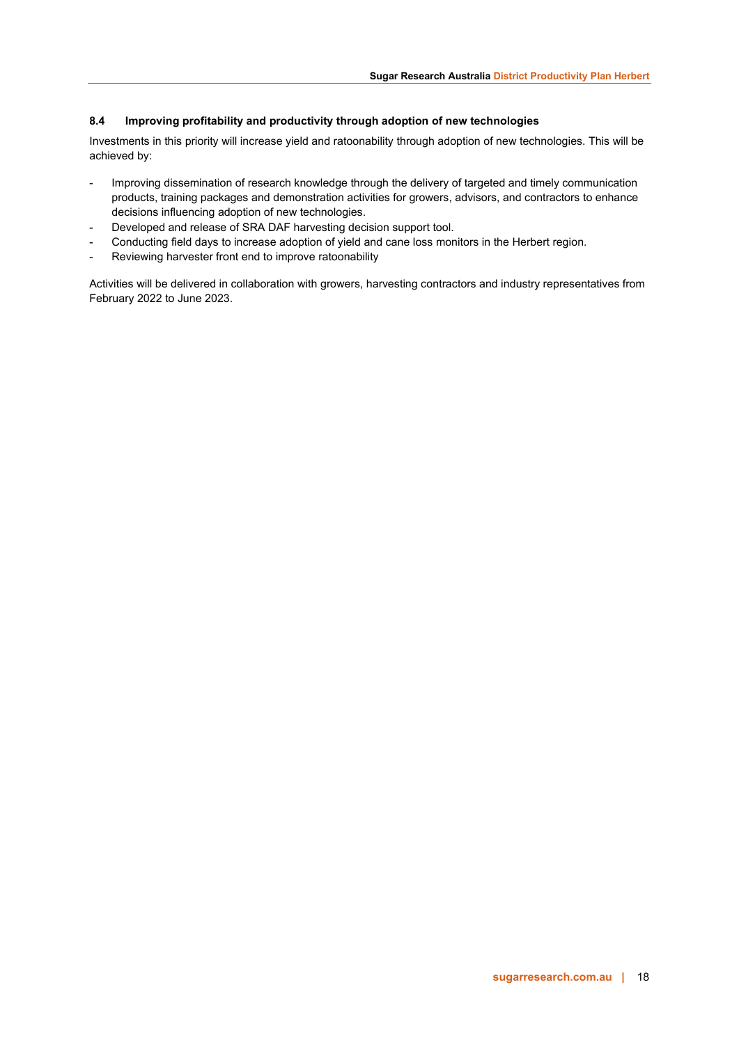### 8.4 Improving profitability and productivity through adoption of new technologies

Investments in this priority will increase yield and ratoonability through adoption of new technologies. This will be achieved by:

- Improving dissemination of research knowledge through the delivery of targeted and timely communication products, training packages and demonstration activities for growers, advisors, and contractors to enhance decisions influencing adoption of new technologies.
- Developed and release of SRA DAF harvesting decision support tool.
- Conducting field days to increase adoption of yield and cane loss monitors in the Herbert region.
- Reviewing harvester front end to improve ratoonability

Activities will be delivered in collaboration with growers, harvesting contractors and industry representatives from February 2022 to June 2023.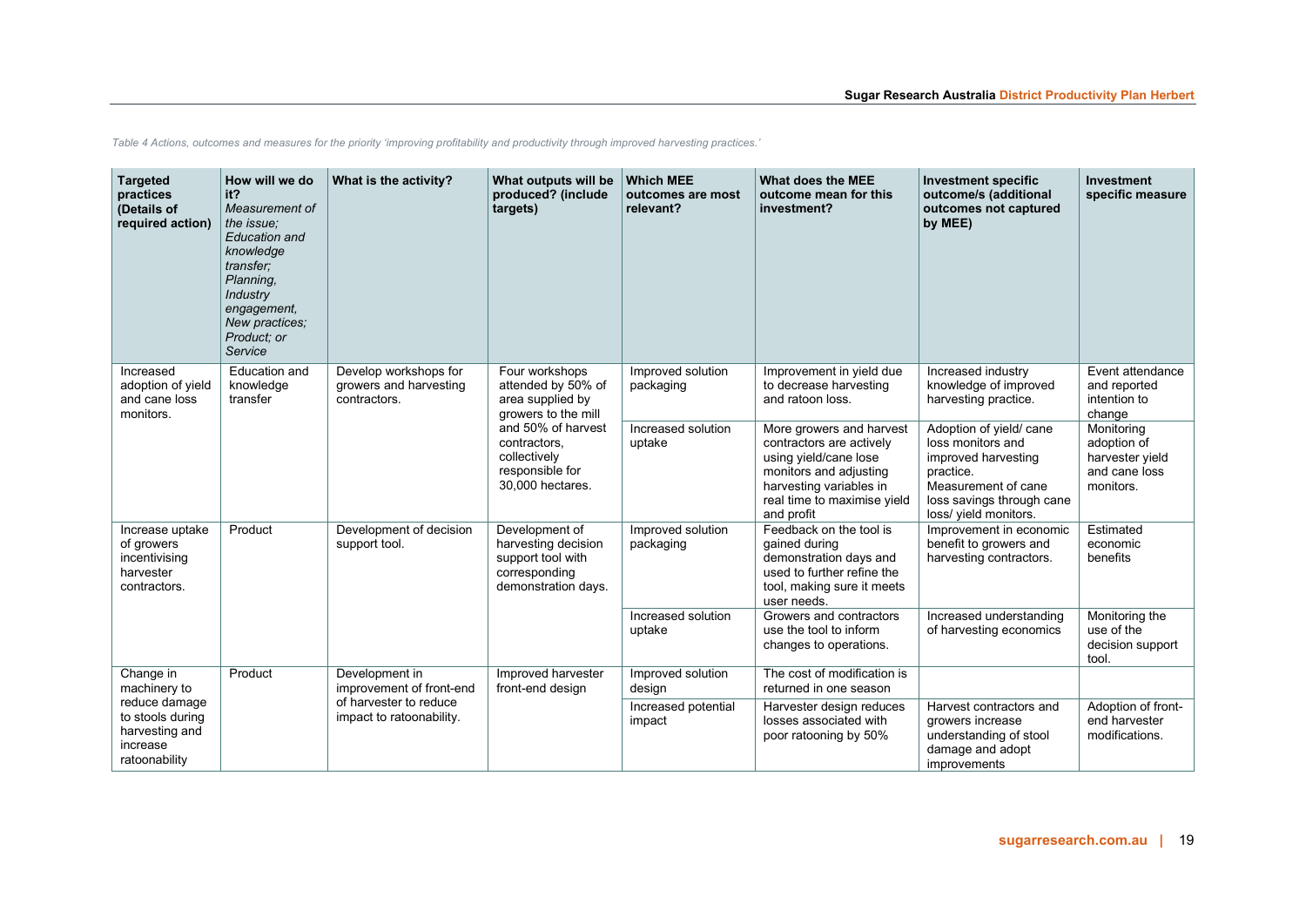*Table 4 Actions, outcomes and measures for the priority 'improving profitability and productivity through improved harvesting practices.'*

| Targeted practices (Details of required action) | How will we do it? *Measurement of the issue; Education and knowledge transfer; Planning, Industry engagement, New practices; Product; or Service* | What is the activity? | What outputs will be produced? (include targets) | Which MEE outcomes are most relevant? | What does the MEE outcome mean for this investment? | Investment specific outcome/s (additional outcomes not captured by MEE) | Investment specific measure |
|---|---|---|---|---|---|---|---|
| Increased adoption of yield and cane loss monitors. | Education and knowledge transfer | Develop workshops for growers and harvesting contractors. | Four workshops attended by 50% of area supplied by growers to the mill and 50% of harvest contractors, collectively responsible for 30,000 hectares. | Improved solution packaging | Improvement in yield due to decrease harvesting and ratoon loss. | Increased industry knowledge of improved harvesting practice. | Event attendance and reported intention to change |
| | | | | Increased solution uptake | More growers and harvest contractors are actively using yield/cane lose monitors and adjusting harvesting variables in real time to maximise yield and profit | Adoption of yield/ cane loss monitors and improved harvesting practice. Measurement of cane loss savings through cane loss/ yield monitors. | Monitoring adoption of harvester yield and cane loss monitors. |
| Increase uptake of growers incentivising harvester contractors. | Product | Development of decision support tool. | Development of harvesting decision support tool with corresponding demonstration days. | Improved solution packaging | Feedback on the tool is gained during demonstration days and used to further refine the tool, making sure it meets user needs. | Improvement in economic benefit to growers and harvesting contractors. | Estimated economic benefits |
| | | | | Increased solution uptake | Growers and contractors use the tool to inform changes to operations. | Increased understanding of harvesting economics | Monitoring the use of the decision support tool. |
| Change in machinery to reduce damage to stools during harvesting and increase ratoonability | Product | Development in improvement of front-end of harvester to reduce impact to ratoonability. | Improved harvester front-end design | Improved solution design | The cost of modification is returned in one season | | |
| | | | | Increased potential impact | Harvester design reduces losses associated with poor ratooning by 50% | Harvest contractors and growers increase understanding of stool damage and adopt improvements | Adoption of front-end harvester modifications. |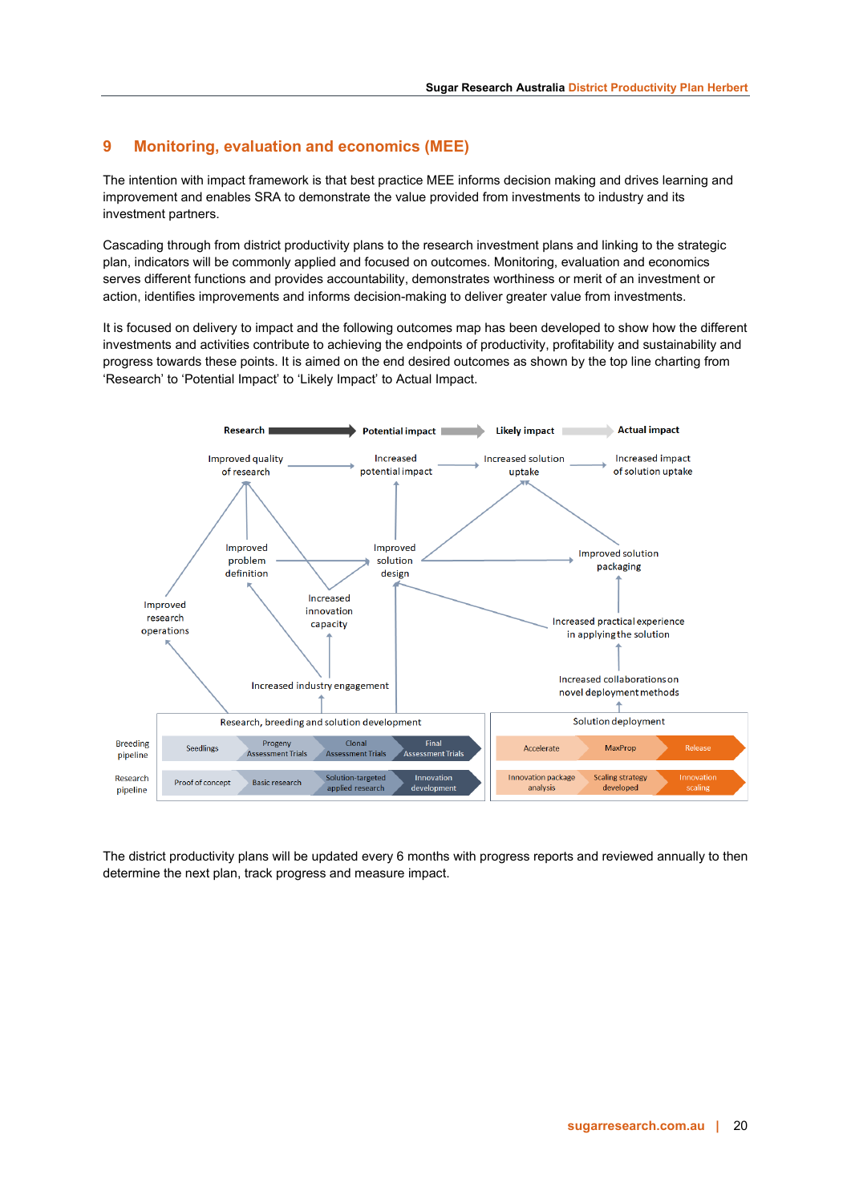## 9 Monitoring, evaluation and economics (MEE)

The intention with impact framework is that best practice MEE informs decision making and drives learning and improvement and enables SRA to demonstrate the value provided from investments to industry and its investment partners.

Cascading through from district productivity plans to the research investment plans and linking to the strategic plan, indicators will be commonly applied and focused on outcomes. Monitoring, evaluation and economics serves different functions and provides accountability, demonstrates worthiness or merit of an investment or action, identifies improvements and informs decision-making to deliver greater value from investments.

It is focused on delivery to impact and the following outcomes map has been developed to show how the different investments and activities contribute to achieving the endpoints of productivity, profitability and sustainability and progress towards these points. It is aimed on the end desired outcomes as shown by the top line charting from 'Research' to 'Potential Impact' to 'Likely Impact' to Actual Impact.

Research
Potential impact
Likely impact
Actual impact

Improved quality of research
Increased potential impact
Increased solution uptake
Increased impact of solution uptake

Improved problem definition
Improved solution design
Improved solution packaging
Increased innovation capacity
Improved research operations
Increased practical experience in applying the solution
Increased industry engagement
Increased collaborations on novel deployment methods

Research, breeding and solution development
Solution deployment

Breeding pipeline
Seedlings
Progeny Assessment Trials
Clonal Assessment Trials
Final Assessment Trials
Accelerate
MaxProp
Release

Research pipeline
Proof of concept
Basic research
Solution-targeted applied research
Innovation development
Innovation package analysis
Scaling strategy developed
Innovation scaling

The district productivity plans will be updated every 6 months with progress reports and reviewed annually to then determine the next plan, track progress and measure impact.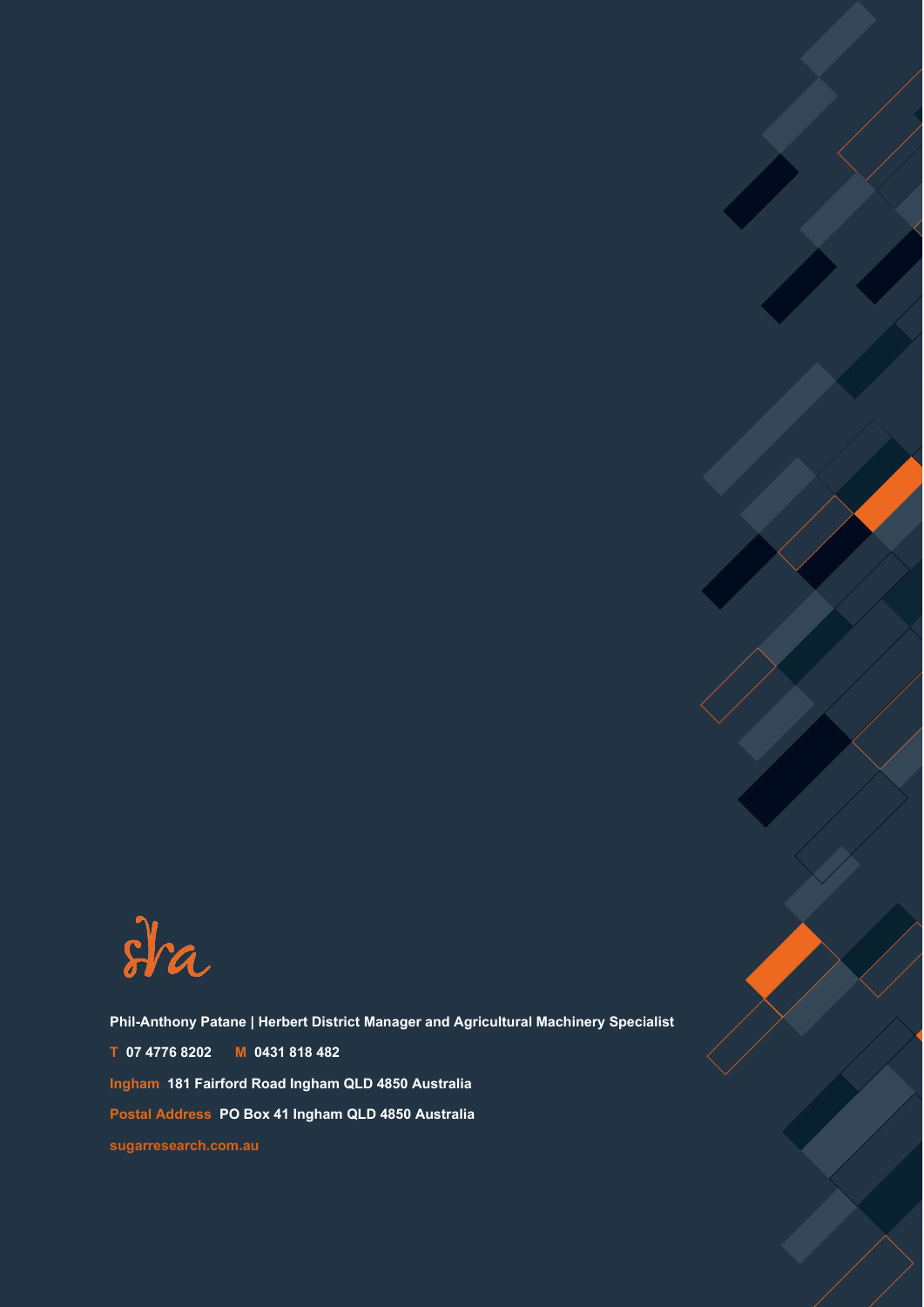sra

**Phil-Anthony Patane | Herbert District Manager and Agricultural Machinery Specialist**

**T 07 4776 8202 M 0431 818 482**

**Ingham 181 Fairford Road Ingham QLD 4850 Australia**

**Postal Address PO Box 41 Ingham QLD 4850 Australia**

**sugarresearch.com.au**